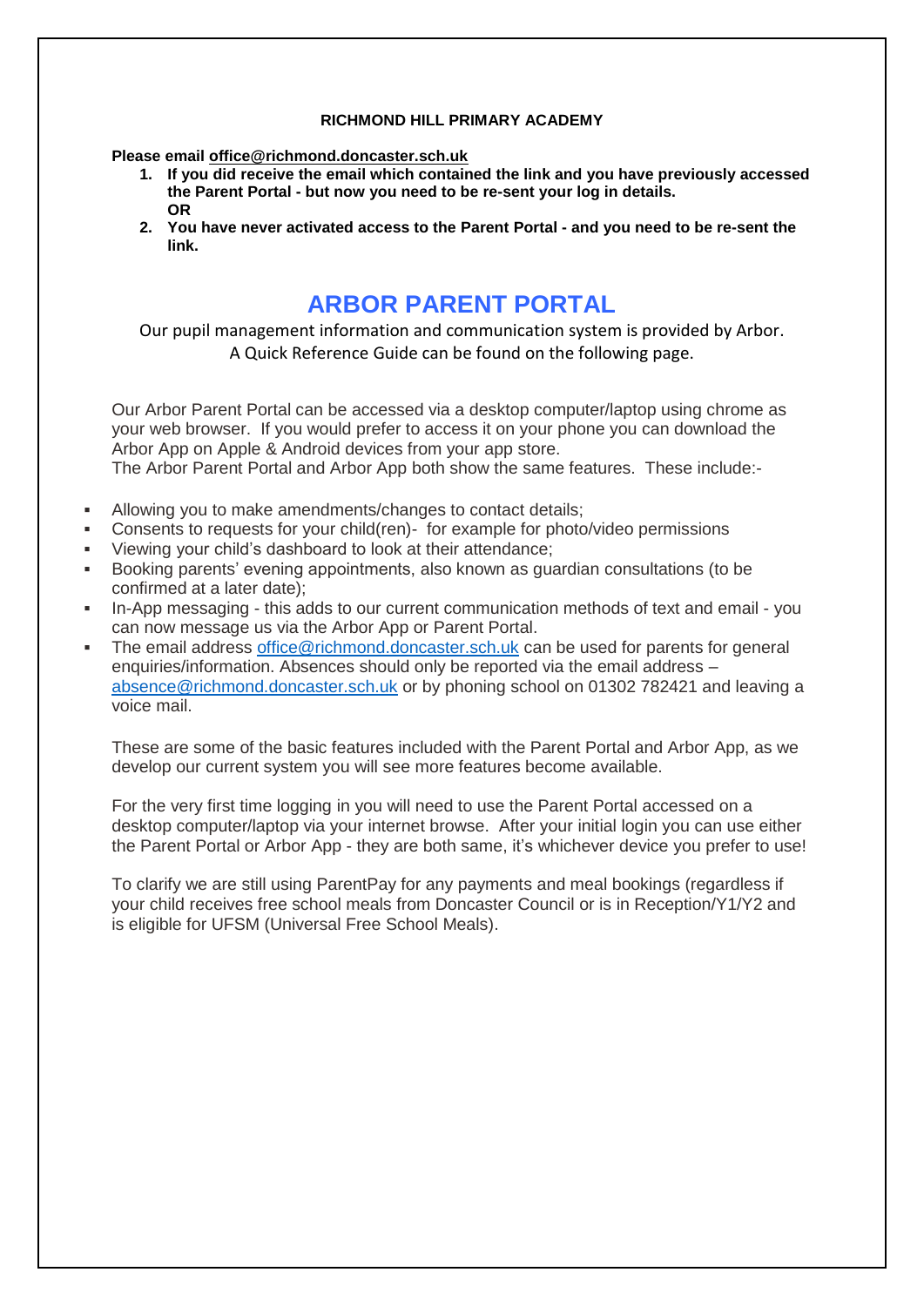**RICHMOND HILL PRIMARY ACADEMY**

**Please email office@richmond.doncaster.sch.uk**

1. **If you did receive the email which contained the link and you have previously accessed the Parent Portal - but now you need to be re-sent your log in details.**
   **OR**
2. **You have never activated access to the Parent Portal - and you need to be re-sent the link.**

# ARBOR PARENT PORTAL

Our pupil management information and communication system is provided by Arbor.
A Quick Reference Guide can be found on the following page.

Our Arbor Parent Portal can be accessed via a desktop computer/laptop using chrome as your web browser. If you would prefer to access it on your phone you can download the Arbor App on Apple & Android devices from your app store.
The Arbor Parent Portal and Arbor App both show the same features. These include:-

- Allowing you to make amendments/changes to contact details;
- Consents to requests for your child(ren)- for example for photo/video permissions
- Viewing your child's dashboard to look at their attendance;
- Booking parents' evening appointments, also known as guardian consultations (to be confirmed at a later date);
- In-App messaging - this adds to our current communication methods of text and email - you can now message us via the Arbor App or Parent Portal.
- The email address office@richmond.doncaster.sch.uk can be used for parents for general enquiries/information. Absences should only be reported via the email address – absence@richmond.doncaster.sch.uk or by phoning school on 01302 782421 and leaving a voice mail.

These are some of the basic features included with the Parent Portal and Arbor App, as we develop our current system you will see more features become available.

For the very first time logging in you will need to use the Parent Portal accessed on a desktop computer/laptop via your internet browse. After your initial login you can use either the Parent Portal or Arbor App - they are both same, it's whichever device you prefer to use!

To clarify we are still using ParentPay for any payments and meal bookings (regardless if your child receives free school meals from Doncaster Council or is in Reception/Y1/Y2 and is eligible for UFSM (Universal Free School Meals).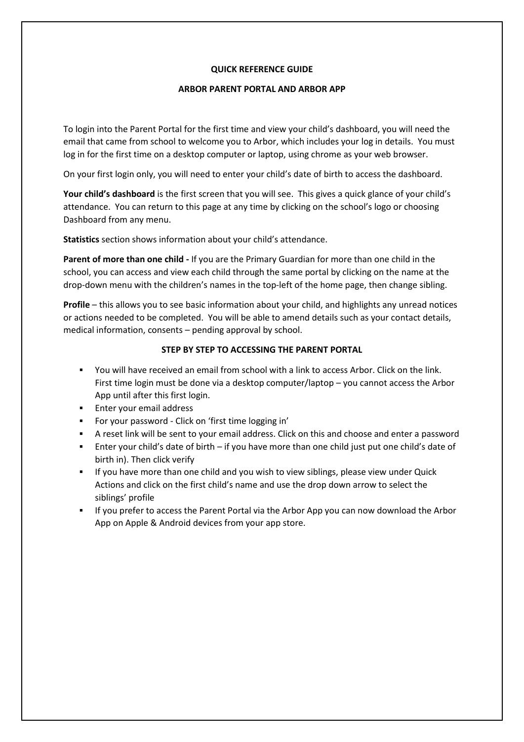**QUICK REFERENCE GUIDE**

**ARBOR PARENT PORTAL AND ARBOR APP**

To login into the Parent Portal for the first time and view your child's dashboard, you will need the email that came from school to welcome you to Arbor, which includes your log in details. You must log in for the first time on a desktop computer or laptop, using chrome as your web browser.

On your first login only, you will need to enter your child's date of birth to access the dashboard.

**Your child's dashboard** is the first screen that you will see. This gives a quick glance of your child's attendance. You can return to this page at any time by clicking on the school's logo or choosing Dashboard from any menu.

**Statistics** section shows information about your child's attendance.

**Parent of more than one child -** If you are the Primary Guardian for more than one child in the school, you can access and view each child through the same portal by clicking on the name at the drop-down menu with the children's names in the top-left of the home page, then change sibling.

**Profile** – this allows you to see basic information about your child, and highlights any unread notices or actions needed to be completed. You will be able to amend details such as your contact details, medical information, consents – pending approval by school.

**STEP BY STEP TO ACCESSING THE PARENT PORTAL**

- You will have received an email from school with a link to access Arbor. Click on the link. First time login must be done via a desktop computer/laptop – you cannot access the Arbor App until after this first login.
- Enter your email address
- For your password - Click on 'first time logging in'
- A reset link will be sent to your email address. Click on this and choose and enter a password
- Enter your child's date of birth – if you have more than one child just put one child's date of birth in). Then click verify
- If you have more than one child and you wish to view siblings, please view under Quick Actions and click on the first child's name and use the drop down arrow to select the siblings' profile
- If you prefer to access the Parent Portal via the Arbor App you can now download the Arbor App on Apple & Android devices from your app store.